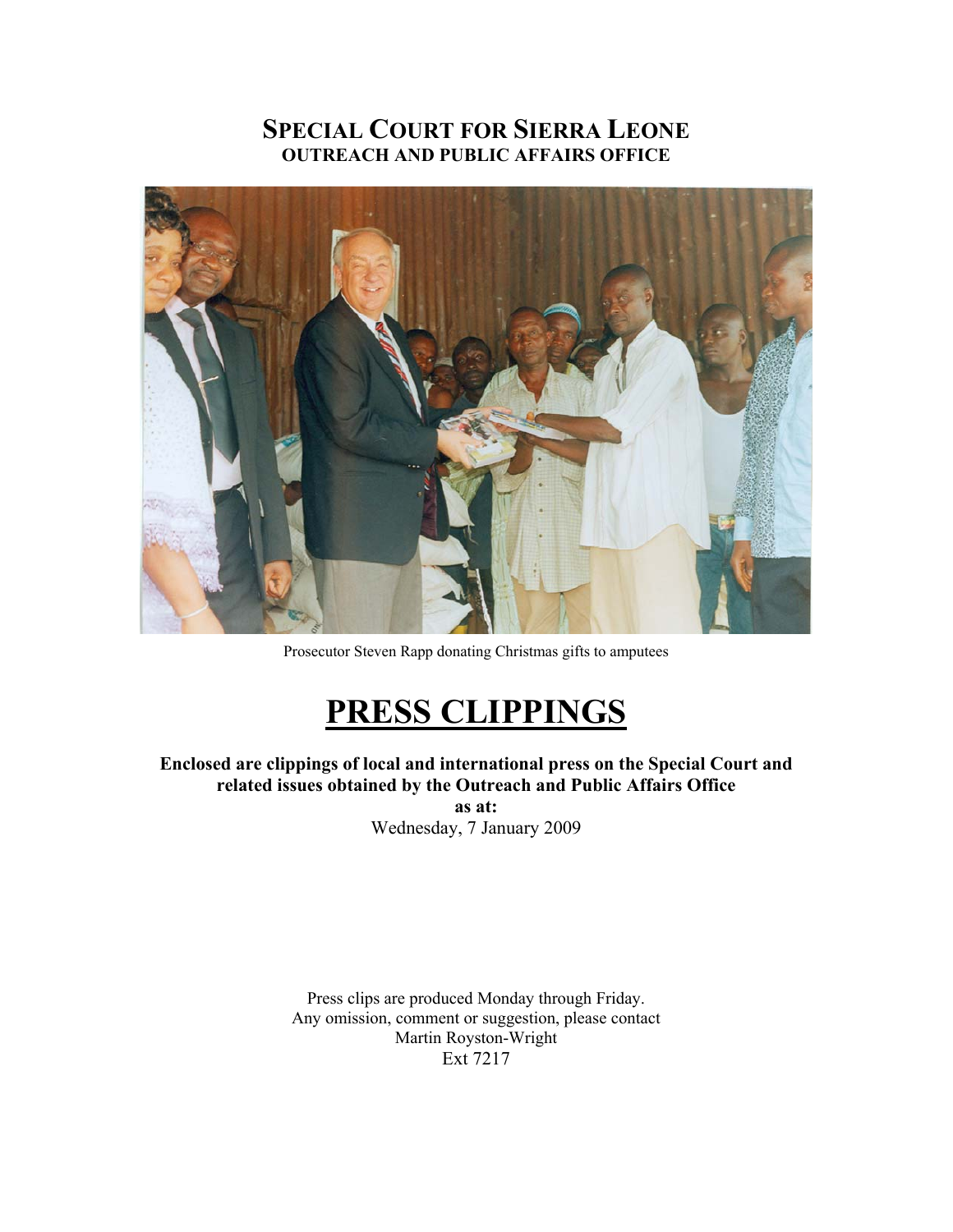# SPECIAL COURT FOR SIERRA LEONE
## OUTREACH AND PUBLIC AFFAIRS OFFICE

Prosecutor Steven Rapp donating Christmas gifts to amputees

# PRESS CLIPPINGS

**Enclosed are clippings of local and international press on the Special Court and related issues obtained by the Outreach and Public Affairs Office**

**as at:**

Wednesday, 7 January 2009

Press clips are produced Monday through Friday.
Any omission, comment or suggestion, please contact
Martin Royston-Wright
Ext 7217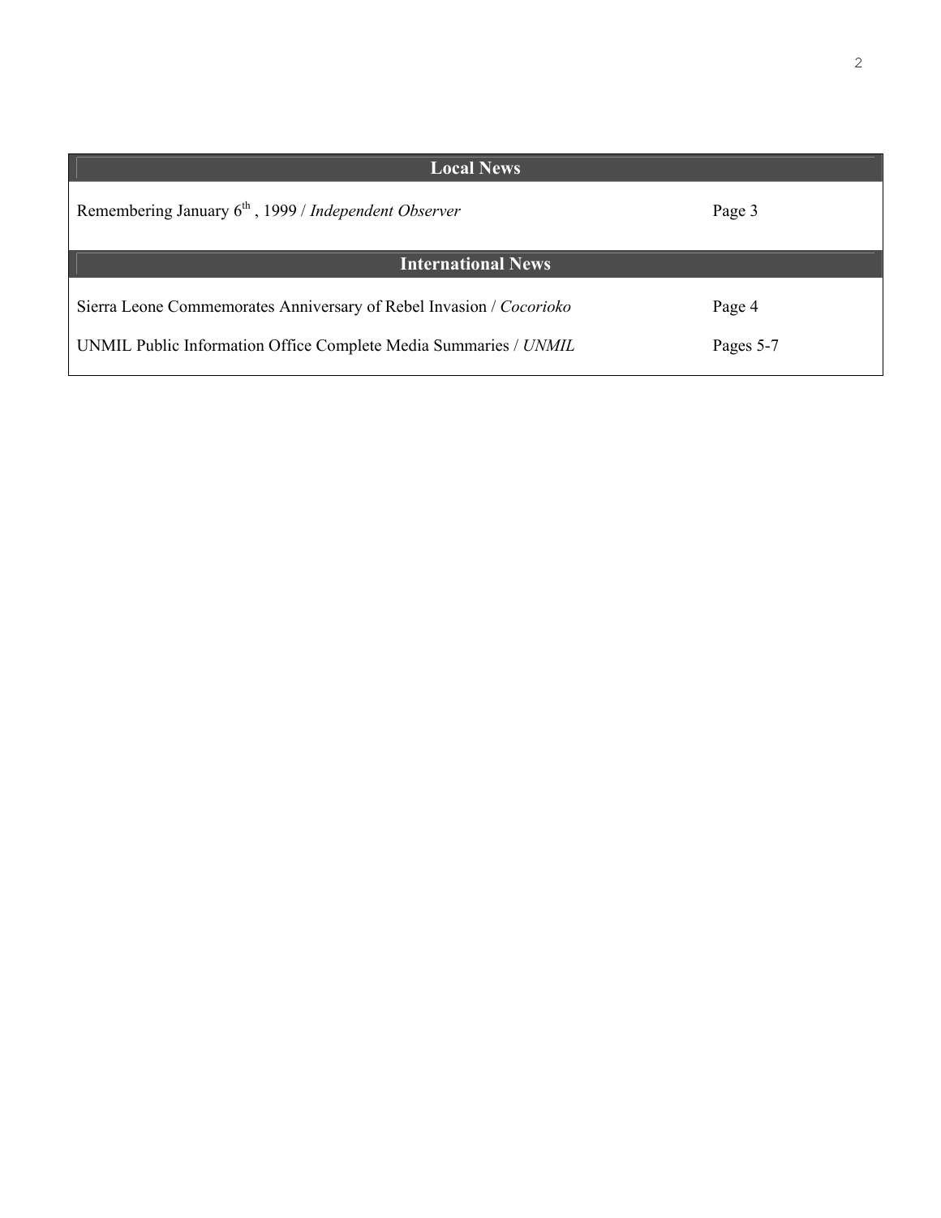| Local News | |
|---|---|
| Remembering January 6th, 1999 / *Independent Observer* | Page 3 |
| **International News** | |
| Sierra Leone Commemorates Anniversary of Rebel Invasion / *Cocorioko* | Page 4 |
| UNMIL Public Information Office Complete Media Summaries / *UNMIL* | Pages 5-7 |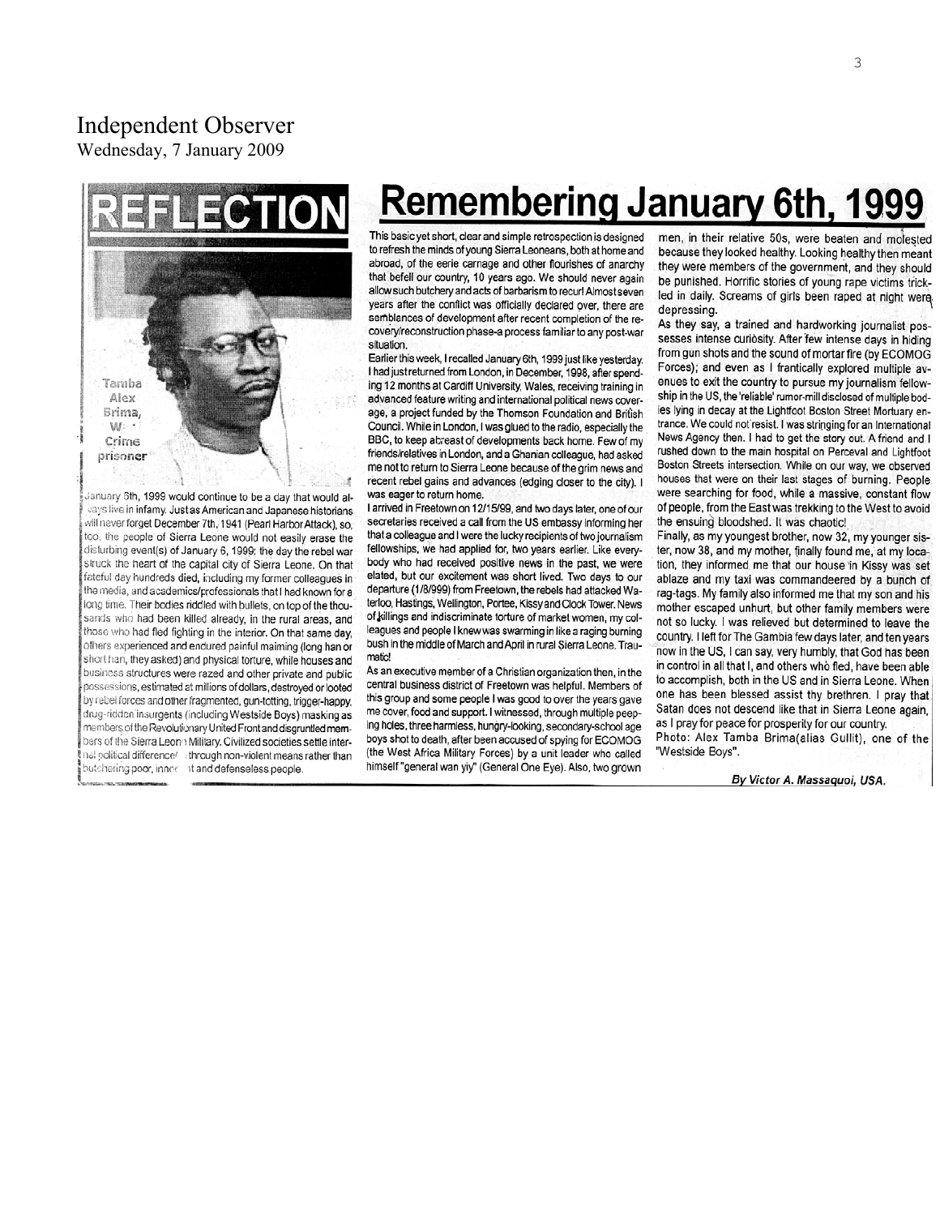# Independent Observer

Wednesday, 7 January 2009

## REFLECTION

Tamba Alex Brima, W... Crime prisoner

# Remembering January 6th, 1999

January 6th, 1999 would continue to be a day that would always live in infamy. Just as American and Japanese historians will never forget December 7th, 1941 (Pearl Harbor Attack), so, too, the people of Sierra Leone would not easily erase the disturbing event(s) of January 6, 1999: the day the rebel war struck the heart of the capital city of Sierra Leone. On that fateful day hundreds died, including my former colleagues in the media, and academics/professionals that I had known for a long time. Their bodies riddled with bullets, on top of the thousands who had been killed already, in the rural areas, and those who had fled fighting in the interior. On that same day, others experienced and endured painful maiming (long han or short han, they asked) and physical torture, while houses and business structures were razed and other private and public possessions, estimated at millions of dollars, destroyed or looted by rebel forces and other fragmented, gun-totting, trigger-happy, drug-ridden insurgents (including Westside Boys) masking as members of the Revolutionary United Front and disgruntled members of the Sierra Leone Military. Civilized societies settle internal political difference/ through non-violent means rather than butchering poor, innocent and defenseless people.

This basic yet short, clear and simple retrospection is designed to refresh the minds of young Sierra Leoneans, both at home and abroad, of the eerie carnage and other flourishes of anarchy that befell our country, 10 years ago. We should never again allow such butchery and acts of barbarism to recur! Almost seven years after the conflict was officially declared over, there are semblances of development after recent completion of the recovery/reconstruction phase-a process familiar to any post-war situation.

Earlier this week, I recalled January 6th, 1999 just like yesterday. I had just returned from London, in December, 1998, after spending 12 months at Cardiff University, Wales, receiving training in advanced feature writing and international political news coverage, a project funded by the Thomson Foundation and British Council. While in London, I was glued to the radio, especially the BBC, to keep abreast of developments back home. Few of my friends/relatives in London, and a Ghanian colleague, had asked me not to return to Sierra Leone because of the grim news and recent rebel gains and advances (edging closer to the city). I was eager to return home.

I arrived in Freetown on 12/15/99, and two days later, one of our secretaries received a call from the US embassy informing her that a colleague and I were the lucky recipients of two journalism fellowships, we had applied for, two years earlier. Like everybody who had received positive news in the past, we were elated, but our excitement was short lived. Two days to our departure (1/8/999) from Freetown, the rebels had attacked Waterloo, Hastings, Wellington, Portee, Kissy and Clock Tower. News of killings and indiscriminate torture of market women, my colleagues and people I knew was swarming in like a raging burning bush in the middle of March and April in rural Sierra Leone. Traumatic!

As an executive member of a Christian organization then, in the central business district of Freetown was helpful. Members of this group and some people I was good to over the years gave me cover, food and support. I witnessed, through multiple peeping holes, three harmless, hungry-looking, secondary-school age boys shot to death, after been accused of spying for ECOMOG (the West Africa Military Forces) by a unit leader who called himself "general wan yiy" (General One Eye). Also, two grown men, in their relative 50s, were beaten and molested because they looked healthy. Looking healthy then meant they were members of the government, and they should be punished. Horrific stories of young rape victims trickled in daily. Screams of girls been raped at night were depressing.

As they say, a trained and hardworking journalist possesses intense curiosity. After few intense days in hiding from gun shots and the sound of mortar fire (by ECOMOG Forces); and even as I frantically explored multiple avenues to exit the country to pursue my journalism fellowship in the US, the 'reliable' rumor-mill disclosed of multiple bodies lying in decay at the Lightfoot Boston Street Mortuary entrance. We could not resist. I was stringing for an International News Agency then. I had to get the story out. A friend and I rushed down to the main hospital on Perceval and Lightfoot Boston Streets intersection. While on our way, we observed houses that were on their last stages of burning. People were searching for food, while a massive, constant flow of people, from the East was trekking to the West to avoid the ensuing bloodshed. It was chaotic!

Finally, as my youngest brother, now 32, my younger sister, now 38, and my mother, finally found me, at my location, they informed me that our house in Kissy was set ablaze and my taxi was commandeered by a bunch of rag-tags. My family also informed me that my son and his mother escaped unhurt, but other family members were not so lucky. I was relieved but determined to leave the country. I left for The Gambia few days later, and ten years now in the US, I can say, very humbly, that God has been in control in all that I, and others who fled, have been able to accomplish, both in the US and in Sierra Leone. When one has been blessed assist thy brethren. I pray that Satan does not descend like that in Sierra Leone again, as I pray for peace for prosperity for our country.

Photo: Alex Tamba Brima(alias Gullit), one of the "Westside Boys".

*By Victor A. Massaquoi, USA.*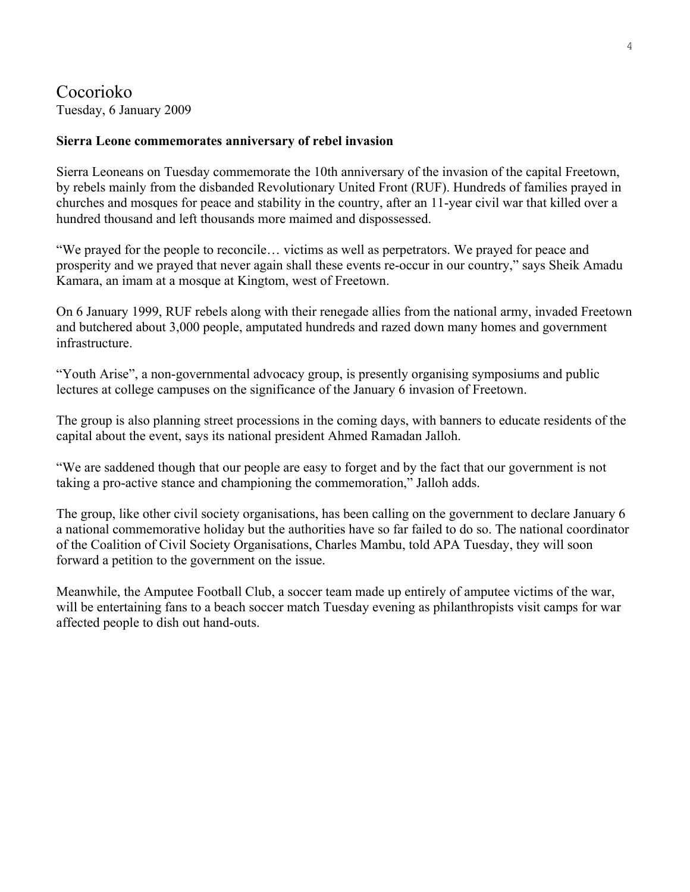# Cocorioko

Tuesday, 6 January 2009

**Sierra Leone commemorates anniversary of rebel invasion**

Sierra Leoneans on Tuesday commemorate the 10th anniversary of the invasion of the capital Freetown, by rebels mainly from the disbanded Revolutionary United Front (RUF). Hundreds of families prayed in churches and mosques for peace and stability in the country, after an 11-year civil war that killed over a hundred thousand and left thousands more maimed and dispossessed.

"We prayed for the people to reconcile… victims as well as perpetrators. We prayed for peace and prosperity and we prayed that never again shall these events re-occur in our country," says Sheik Amadu Kamara, an imam at a mosque at Kingtom, west of Freetown.

On 6 January 1999, RUF rebels along with their renegade allies from the national army, invaded Freetown and butchered about 3,000 people, amputated hundreds and razed down many homes and government infrastructure.

"Youth Arise", a non-governmental advocacy group, is presently organising symposiums and public lectures at college campuses on the significance of the January 6 invasion of Freetown.

The group is also planning street processions in the coming days, with banners to educate residents of the capital about the event, says its national president Ahmed Ramadan Jalloh.

"We are saddened though that our people are easy to forget and by the fact that our government is not taking a pro-active stance and championing the commemoration," Jalloh adds.

The group, like other civil society organisations, has been calling on the government to declare January 6 a national commemorative holiday but the authorities have so far failed to do so. The national coordinator of the Coalition of Civil Society Organisations, Charles Mambu, told APA Tuesday, they will soon forward a petition to the government on the issue.

Meanwhile, the Amputee Football Club, a soccer team made up entirely of amputee victims of the war, will be entertaining fans to a beach soccer match Tuesday evening as philanthropists visit camps for war affected people to dish out hand-outs.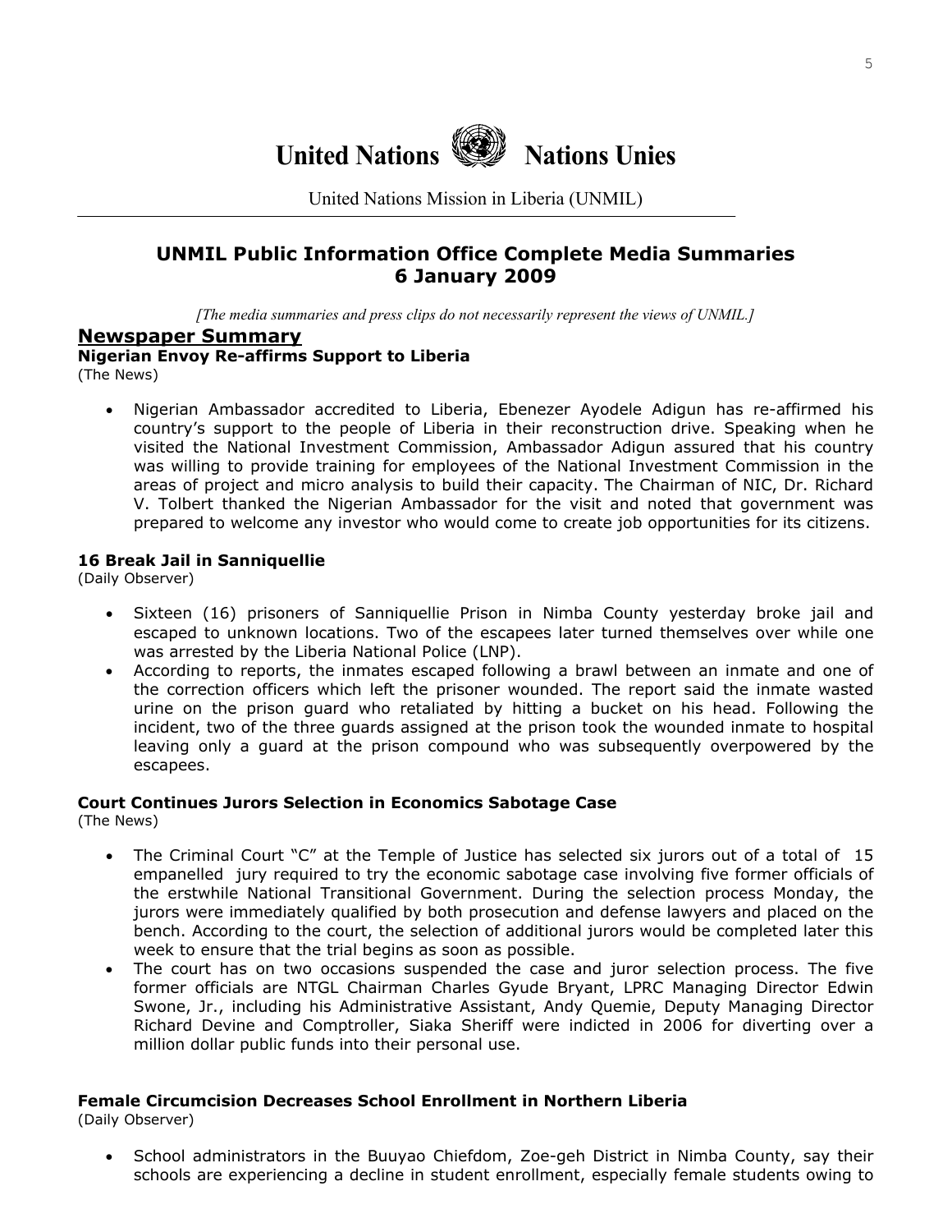# United Nations Nations Unies

United Nations Mission in Liberia (UNMIL)

## UNMIL Public Information Office Complete Media Summaries 6 January 2009

*[The media summaries and press clips do not necessarily represent the views of UNMIL.]*

## Newspaper Summary

### Nigerian Envoy Re-affirms Support to Liberia

(The News)

- Nigerian Ambassador accredited to Liberia, Ebenezer Ayodele Adigun has re-affirmed his country's support to the people of Liberia in their reconstruction drive. Speaking when he visited the National Investment Commission, Ambassador Adigun assured that his country was willing to provide training for employees of the National Investment Commission in the areas of project and micro analysis to build their capacity. The Chairman of NIC, Dr. Richard V. Tolbert thanked the Nigerian Ambassador for the visit and noted that government was prepared to welcome any investor who would come to create job opportunities for its citizens.

### 16 Break Jail in Sanniquellie

(Daily Observer)

- Sixteen (16) prisoners of Sanniquellie Prison in Nimba County yesterday broke jail and escaped to unknown locations. Two of the escapees later turned themselves over while one was arrested by the Liberia National Police (LNP).
- According to reports, the inmates escaped following a brawl between an inmate and one of the correction officers which left the prisoner wounded. The report said the inmate wasted urine on the prison guard who retaliated by hitting a bucket on his head. Following the incident, two of the three guards assigned at the prison took the wounded inmate to hospital leaving only a guard at the prison compound who was subsequently overpowered by the escapees.

### Court Continues Jurors Selection in Economics Sabotage Case

(The News)

- The Criminal Court "C" at the Temple of Justice has selected six jurors out of a total of 15 empanelled jury required to try the economic sabotage case involving five former officials of the erstwhile National Transitional Government. During the selection process Monday, the jurors were immediately qualified by both prosecution and defense lawyers and placed on the bench. According to the court, the selection of additional jurors would be completed later this week to ensure that the trial begins as soon as possible.
- The court has on two occasions suspended the case and juror selection process. The five former officials are NTGL Chairman Charles Gyude Bryant, LPRC Managing Director Edwin Swone, Jr., including his Administrative Assistant, Andy Quemie, Deputy Managing Director Richard Devine and Comptroller, Siaka Sheriff were indicted in 2006 for diverting over a million dollar public funds into their personal use.

### Female Circumcision Decreases School Enrollment in Northern Liberia

(Daily Observer)

- School administrators in the Buuyao Chiefdom, Zoe-geh District in Nimba County, say their schools are experiencing a decline in student enrollment, especially female students owing to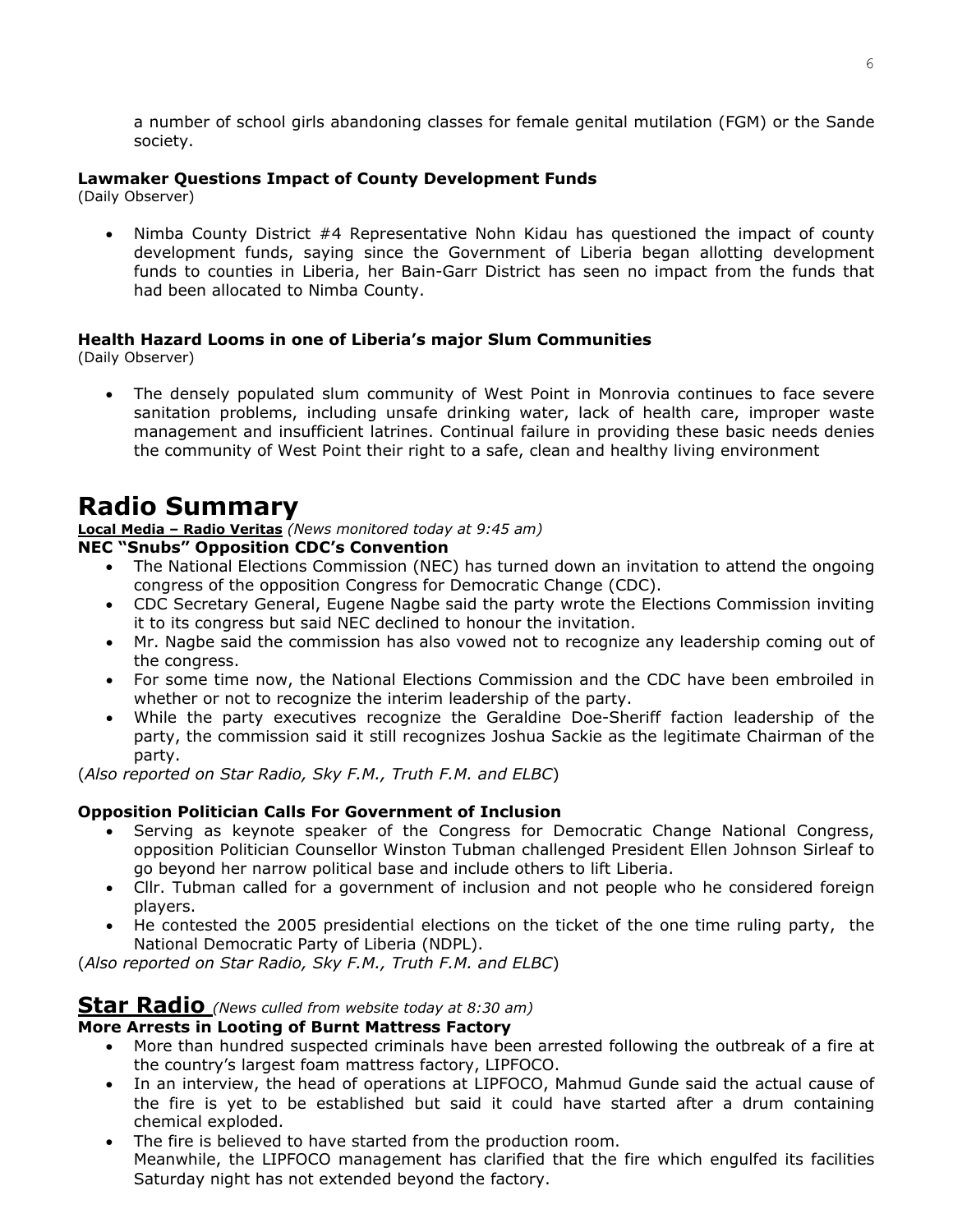a number of school girls abandoning classes for female genital mutilation (FGM) or the Sande society.

**Lawmaker Questions Impact of County Development Funds**
(Daily Observer)

- Nimba County District #4 Representative Nohn Kidau has questioned the impact of county development funds, saying since the Government of Liberia began allotting development funds to counties in Liberia, her Bain-Garr District has seen no impact from the funds that had been allocated to Nimba County.

**Health Hazard Looms in one of Liberia's major Slum Communities**
(Daily Observer)

- The densely populated slum community of West Point in Monrovia continues to face severe sanitation problems, including unsafe drinking water, lack of health care, improper waste management and insufficient latrines. Continual failure in providing these basic needs denies the community of West Point their right to a safe, clean and healthy living environment

# Radio Summary

**Local Media – Radio Veritas** *(News monitored today at 9:45 am)*

**NEC "Snubs" Opposition CDC's Convention**

- The National Elections Commission (NEC) has turned down an invitation to attend the ongoing congress of the opposition Congress for Democratic Change (CDC).
- CDC Secretary General, Eugene Nagbe said the party wrote the Elections Commission inviting it to its congress but said NEC declined to honour the invitation.
- Mr. Nagbe said the commission has also vowed not to recognize any leadership coming out of the congress.
- For some time now, the National Elections Commission and the CDC have been embroiled in whether or not to recognize the interim leadership of the party.
- While the party executives recognize the Geraldine Doe-Sheriff faction leadership of the party, the commission said it still recognizes Joshua Sackie as the legitimate Chairman of the party.

(*Also reported on Star Radio, Sky F.M., Truth F.M. and ELBC*)

**Opposition Politician Calls For Government of Inclusion**

- Serving as keynote speaker of the Congress for Democratic Change National Congress, opposition Politician Counsellor Winston Tubman challenged President Ellen Johnson Sirleaf to go beyond her narrow political base and include others to lift Liberia.
- Cllr. Tubman called for a government of inclusion and not people who he considered foreign players.
- He contested the 2005 presidential elections on the ticket of the one time ruling party, the National Democratic Party of Liberia (NDPL).

(*Also reported on Star Radio, Sky F.M., Truth F.M. and ELBC*)

## Star Radio *(News culled from website today at 8:30 am)*

**More Arrests in Looting of Burnt Mattress Factory**

- More than hundred suspected criminals have been arrested following the outbreak of a fire at the country's largest foam mattress factory, LIPFOCO.
- In an interview, the head of operations at LIPFOCO, Mahmud Gunde said the actual cause of the fire is yet to be established but said it could have started after a drum containing chemical exploded.
- The fire is believed to have started from the production room.
  Meanwhile, the LIPFOCO management has clarified that the fire which engulfed its facilities Saturday night has not extended beyond the factory.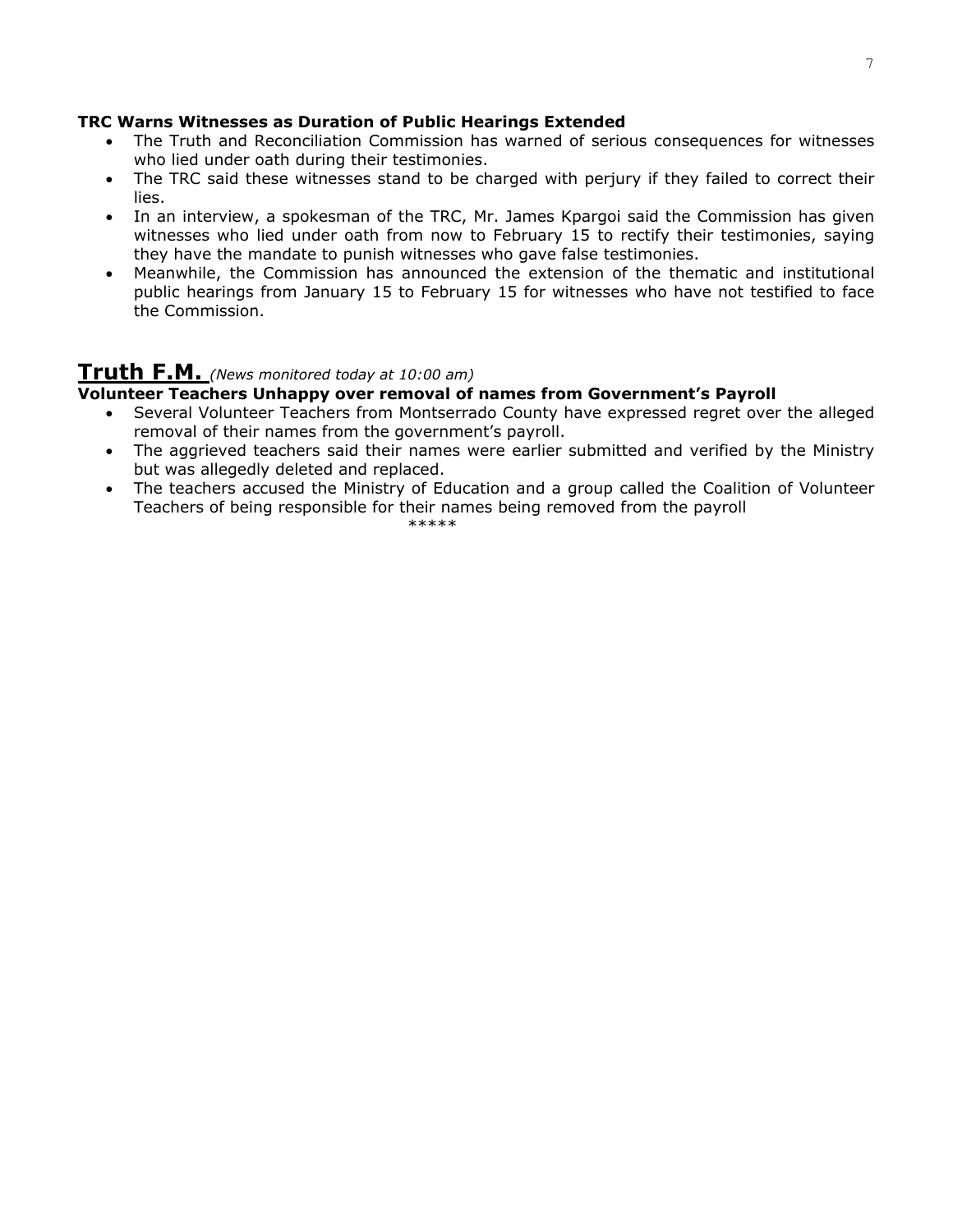**TRC Warns Witnesses as Duration of Public Hearings Extended**

- The Truth and Reconciliation Commission has warned of serious consequences for witnesses who lied under oath during their testimonies.
- The TRC said these witnesses stand to be charged with perjury if they failed to correct their lies.
- In an interview, a spokesman of the TRC, Mr. James Kpargoi said the Commission has given witnesses who lied under oath from now to February 15 to rectify their testimonies, saying they have the mandate to punish witnesses who gave false testimonies.
- Meanwhile, the Commission has announced the extension of the thematic and institutional public hearings from January 15 to February 15 for witnesses who have not testified to face the Commission.

## Truth F.M. *(News monitored today at 10:00 am)*

**Volunteer Teachers Unhappy over removal of names from Government's Payroll**

- Several Volunteer Teachers from Montserrado County have expressed regret over the alleged removal of their names from the government's payroll.
- The aggrieved teachers said their names were earlier submitted and verified by the Ministry but was allegedly deleted and replaced.
- The teachers accused the Ministry of Education and a group called the Coalition of Volunteer Teachers of being responsible for their names being removed from the payroll

*****